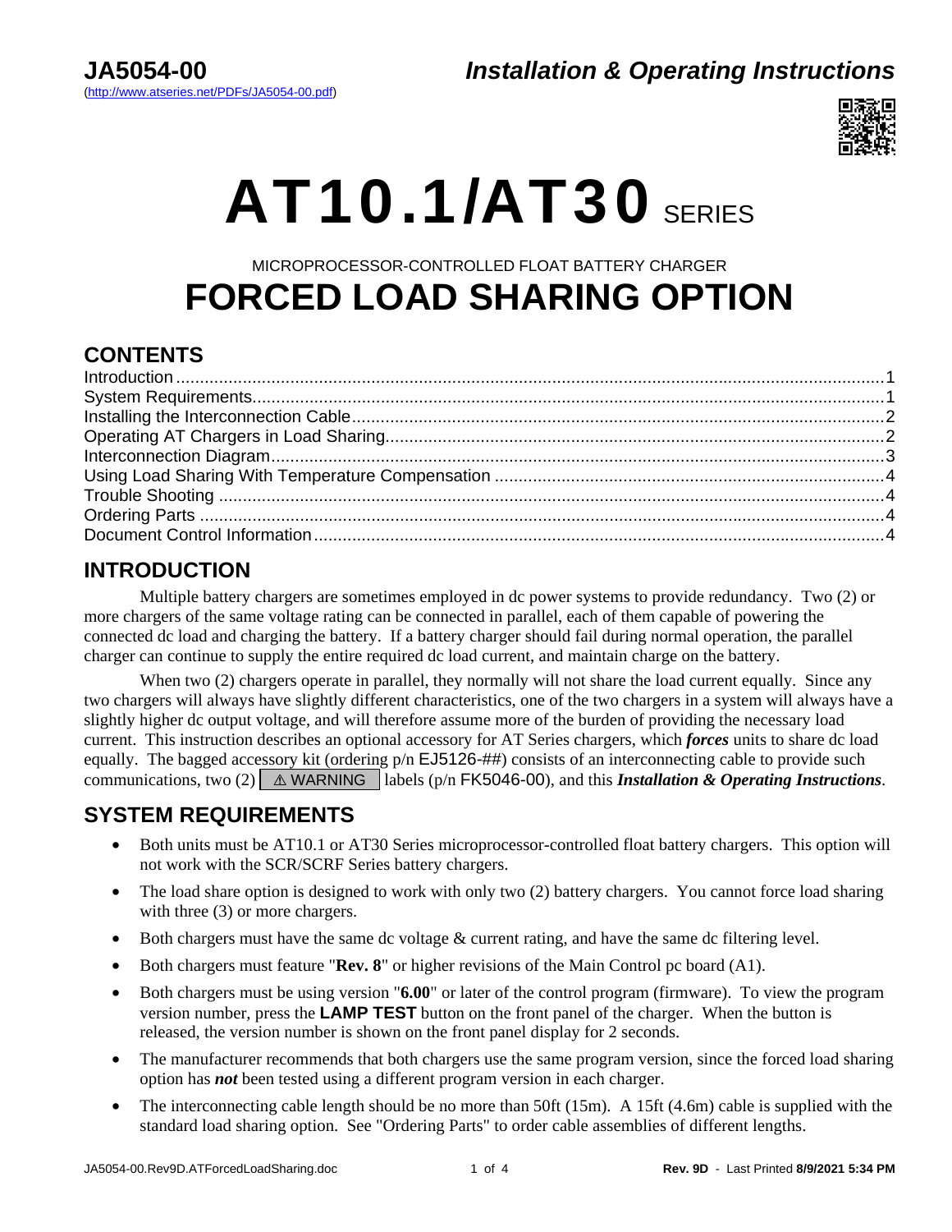**JA5054-00**
(http://www.atseries.net/PDFs/JA5054-00.pdf)

***Installation & Operating Instructions***

# AT10.1/AT30 SERIES

MICROPROCESSOR-CONTROLLED FLOAT BATTERY CHARGER

# FORCED LOAD SHARING OPTION

## CONTENTS

| | |
|---|---|
| Introduction | 1 |
| System Requirements | 1 |
| Installing the Interconnection Cable | 2 |
| Operating AT Chargers in Load Sharing | 2 |
| Interconnection Diagram | 3 |
| Using Load Sharing With Temperature Compensation | 4 |
| Trouble Shooting | 4 |
| Ordering Parts | 4 |
| Document Control Information | 4 |

## INTRODUCTION

Multiple battery chargers are sometimes employed in dc power systems to provide redundancy. Two (2) or more chargers of the same voltage rating can be connected in parallel, each of them capable of powering the connected dc load and charging the battery. If a battery charger should fail during normal operation, the parallel charger can continue to supply the entire required dc load current, and maintain charge on the battery.

When two (2) chargers operate in parallel, they normally will not share the load current equally. Since any two chargers will always have slightly different characteristics, one of the two chargers in a system will always have a slightly higher dc output voltage, and will therefore assume more of the burden of providing the necessary load current. This instruction describes an optional accessory for AT Series chargers, which ***forces*** units to share dc load equally. The bagged accessory kit (ordering p/n EJ5126-##) consists of an interconnecting cable to provide such communications, two (2) ⚠ WARNING labels (p/n FK5046-00), and this ***Installation & Operating Instructions***.

## SYSTEM REQUIREMENTS

- Both units must be AT10.1 or AT30 Series microprocessor-controlled float battery chargers. This option will not work with the SCR/SCRF Series battery chargers.
- The load share option is designed to work with only two (2) battery chargers. You cannot force load sharing with three (3) or more chargers.
- Both chargers must have the same dc voltage & current rating, and have the same dc filtering level.
- Both chargers must feature "**Rev. 8**" or higher revisions of the Main Control pc board (A1).
- Both chargers must be using version "**6.00**" or later of the control program (firmware). To view the program version number, press the **LAMP TEST** button on the front panel of the charger. When the button is released, the version number is shown on the front panel display for 2 seconds.
- The manufacturer recommends that both chargers use the same program version, since the forced load sharing option has ***not*** been tested using a different program version in each charger.
- The interconnecting cable length should be no more than 50ft (15m). A 15ft (4.6m) cable is supplied with the standard load sharing option. See "Ordering Parts" to order cable assemblies of different lengths.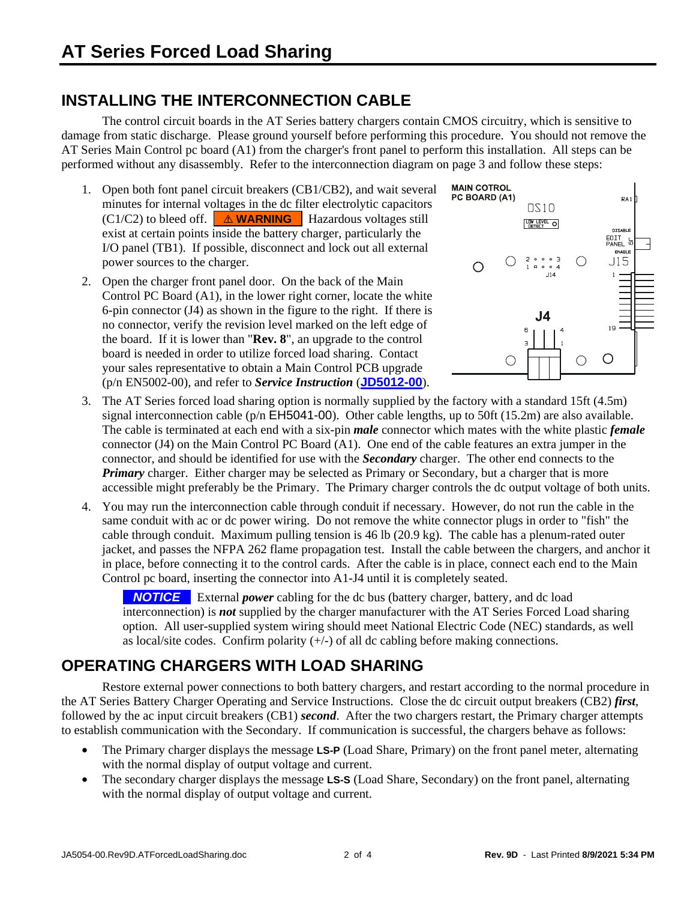# AT Series Forced Load Sharing

## INSTALLING THE INTERCONNECTION CABLE

The control circuit boards in the AT Series battery chargers contain CMOS circuitry, which is sensitive to damage from static discharge. Please ground yourself before performing this procedure. You should not remove the AT Series Main Control pc board (A1) from the charger's front panel to perform this installation. All steps can be performed without any disassembly. Refer to the interconnection diagram on page 3 and follow these steps:

1. Open both font panel circuit breakers (CB1/CB2), and wait several minutes for internal voltages in the dc filter electrolytic capacitors (C1/C2) to bleed off. **⚠ WARNING** Hazardous voltages still exist at certain points inside the battery charger, particularly the I/O panel (TB1). If possible, disconnect and lock out all external power sources to the charger.
2. Open the charger front panel door. On the back of the Main Control PC Board (A1), in the lower right corner, locate the white 6-pin connector (J4) as shown in the figure to the right. If there is no connector, verify the revision level marked on the left edge of the board. If it is lower than "**Rev. 8**", an upgrade to the control board is needed in order to utilize forced load sharing. Contact your sales representative to obtain a Main Control PCB upgrade (p/n EN5002-00), and refer to ***Service Instruction*** (**JD5012-00**).
3. The AT Series forced load sharing option is normally supplied by the factory with a standard 15ft (4.5m) signal interconnection cable (p/n EH5041-00). Other cable lengths, up to 50ft (15.2m) are also available. The cable is terminated at each end with a six-pin ***male*** connector which mates with the white plastic ***female*** connector (J4) on the Main Control PC Board (A1). One end of the cable features an extra jumper in the connector, and should be identified for use with the ***Secondary*** charger. The other end connects to the ***Primary*** charger. Either charger may be selected as Primary or Secondary, but a charger that is more accessible might preferably be the Primary. The Primary charger controls the dc output voltage of both units.
4. You may run the interconnection cable through conduit if necessary. However, do not run the cable in the same conduit with ac or dc power wiring. Do not remove the white connector plugs in order to "fish" the cable through conduit. Maximum pulling tension is 46 lb (20.9 kg). The cable has a plenum-rated outer jacket, and passes the NFPA 262 flame propagation test. Install the cable between the chargers, and anchor it in place, before connecting it to the control cards. After the cable is in place, connect each end to the Main Control pc board, inserting the connector into A1-J4 until it is completely seated.

   ***NOTICE*** External ***power*** cabling for the dc bus (battery charger, battery, and dc load interconnection) is ***not*** supplied by the charger manufacturer with the AT Series Forced Load sharing option. All user-supplied system wiring should meet National Electric Code (NEC) standards, as well as local/site codes. Confirm polarity (+/-) of all dc cabling before making connections.

## OPERATING CHARGERS WITH LOAD SHARING

Restore external power connections to both battery chargers, and restart according to the normal procedure in the AT Series Battery Charger Operating and Service Instructions. Close the dc circuit output breakers (CB2) ***first***, followed by the ac input circuit breakers (CB1) ***second***. After the two chargers restart, the Primary charger attempts to establish communication with the Secondary. If communication is successful, the chargers behave as follows:

- The Primary charger displays the message **LS-P** (Load Share, Primary) on the front panel meter, alternating with the normal display of output voltage and current.
- The secondary charger displays the message **LS-S** (Load Share, Secondary) on the front panel, alternating with the normal display of output voltage and current.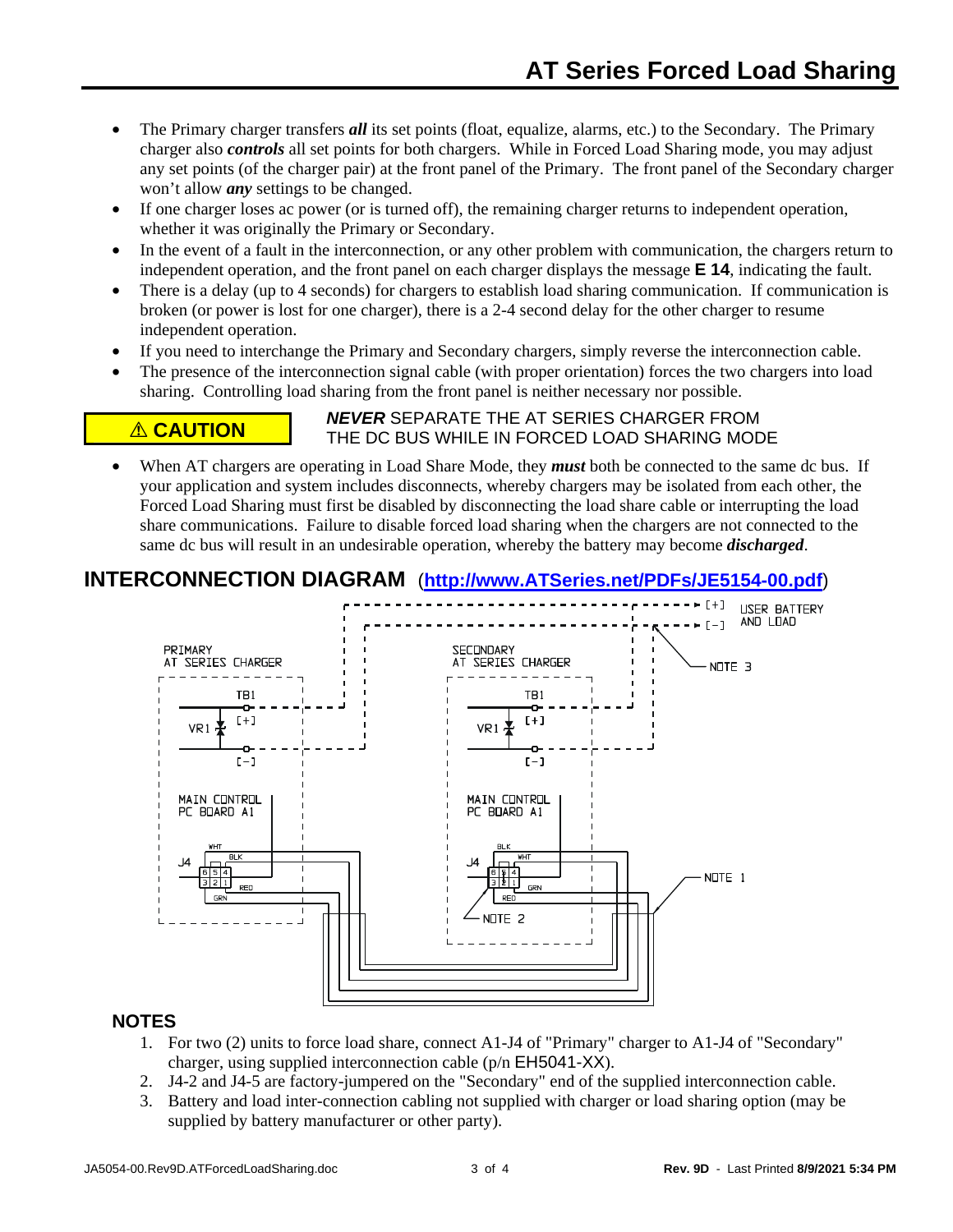- The Primary charger transfers ***all*** its set points (float, equalize, alarms, etc.) to the Secondary. The Primary charger also ***controls*** all set points for both chargers. While in Forced Load Sharing mode, you may adjust any set points (of the charger pair) at the front panel of the Primary. The front panel of the Secondary charger won't allow ***any*** settings to be changed.
- If one charger loses ac power (or is turned off), the remaining charger returns to independent operation, whether it was originally the Primary or Secondary.
- In the event of a fault in the interconnection, or any other problem with communication, the chargers return to independent operation, and the front panel on each charger displays the message **E 14**, indicating the fault.
- There is a delay (up to 4 seconds) for chargers to establish load sharing communication. If communication is broken (or power is lost for one charger), there is a 2-4 second delay for the other charger to resume independent operation.
- If you need to interchange the Primary and Secondary chargers, simply reverse the interconnection cable.
- The presence of the interconnection signal cable (with proper orientation) forces the two chargers into load sharing. Controlling load sharing from the front panel is neither necessary nor possible.

**⚠ CAUTION** — ***NEVER*** SEPARATE THE AT SERIES CHARGER FROM THE DC BUS WHILE IN FORCED LOAD SHARING MODE

- When AT chargers are operating in Load Share Mode, they ***must*** both be connected to the same dc bus. If your application and system includes disconnects, whereby chargers may be isolated from each other, the Forced Load Sharing must first be disabled by disconnecting the load share cable or interrupting the load share communications. Failure to disable forced load sharing when the chargers are not connected to the same dc bus will result in an undesirable operation, whereby the battery may become ***discharged***.

## INTERCONNECTION DIAGRAM (http://www.ATSeries.net/PDFs/JE5154-00.pdf)

PRIMARY AT SERIES CHARGER — TB1 [+] [−], VR1, MAIN CONTROL PC BOARD A1, J4 (6 5 4 / 3 2 1), WHT, BLK, RED, GRN

SECONDARY AT SERIES CHARGER — TB1 [+] [−], VR1, MAIN CONTROL PC BOARD A1, J4 (6 5 4 / 3 2 1), BLK, WHT, GRN, RED

[+] [−] USER BATTERY AND LOAD

NOTE 1, NOTE 2, NOTE 3

### NOTES

1. For two (2) units to force load share, connect A1-J4 of "Primary" charger to A1-J4 of "Secondary" charger, using supplied interconnection cable (p/n EH5041-XX).
2. J4-2 and J4-5 are factory-jumpered on the "Secondary" end of the supplied interconnection cable.
3. Battery and load inter-connection cabling not supplied with charger or load sharing option (may be supplied by battery manufacturer or other party).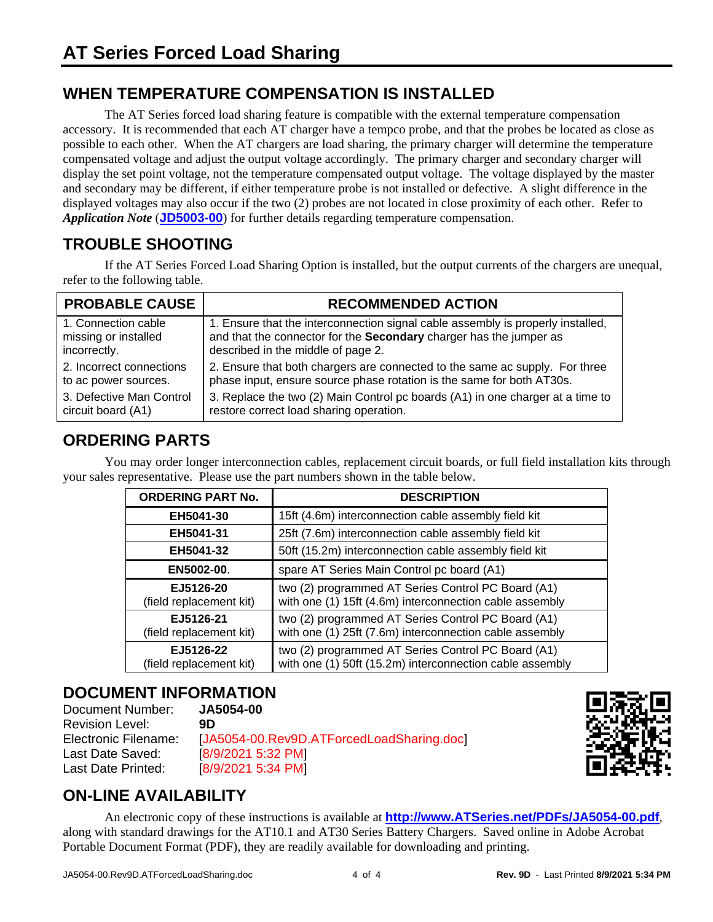# AT Series Forced Load Sharing

## WHEN TEMPERATURE COMPENSATION IS INSTALLED

The AT Series forced load sharing feature is compatible with the external temperature compensation accessory. It is recommended that each AT charger have a tempco probe, and that the probes be located as close as possible to each other. When the AT chargers are load sharing, the primary charger will determine the temperature compensated voltage and adjust the output voltage accordingly. The primary charger and secondary charger will display the set point voltage, not the temperature compensated output voltage. The voltage displayed by the master and secondary may be different, if either temperature probe is not installed or defective. A slight difference in the displayed voltages may also occur if the two (2) probes are not located in close proximity of each other. Refer to ***Application Note*** (**JD5003-00**) for further details regarding temperature compensation.

## TROUBLE SHOOTING

If the AT Series Forced Load Sharing Option is installed, but the output currents of the chargers are unequal, refer to the following table.

| PROBABLE CAUSE | RECOMMENDED ACTION |
|---|---|
| 1. Connection cable missing or installed incorrectly. | 1. Ensure that the interconnection signal cable assembly is properly installed, and that the connector for the **Secondary** charger has the jumper as described in the middle of page 2. |
| 2. Incorrect connections to ac power sources. | 2. Ensure that both chargers are connected to the same ac supply. For three phase input, ensure source phase rotation is the same for both AT30s. |
| 3. Defective Man Control circuit board (A1) | 3. Replace the two (2) Main Control pc boards (A1) in one charger at a time to restore correct load sharing operation. |

## ORDERING PARTS

You may order longer interconnection cables, replacement circuit boards, or full field installation kits through your sales representative. Please use the part numbers shown in the table below.

| ORDERING PART No. | DESCRIPTION |
|---|---|
| **EH5041-30** | 15ft (4.6m) interconnection cable assembly field kit |
| **EH5041-31** | 25ft (7.6m) interconnection cable assembly field kit |
| **EH5041-32** | 50ft (15.2m) interconnection cable assembly field kit |
| **EN5002-00**. | spare AT Series Main Control pc board (A1) |
| **EJ5126-20** (field replacement kit) | two (2) programmed AT Series Control PC Board (A1) with one (1) 15ft (4.6m) interconnection cable assembly |
| **EJ5126-21** (field replacement kit) | two (2) programmed AT Series Control PC Board (A1) with one (1) 25ft (7.6m) interconnection cable assembly |
| **EJ5126-22** (field replacement kit) | two (2) programmed AT Series Control PC Board (A1) with one (1) 50ft (15.2m) interconnection cable assembly |

## DOCUMENT INFORMATION

| | |
|---|---|
| Document Number: | **JA5054-00** |
| Revision Level: | **9D** |
| Electronic Filename: | [JA5054-00.Rev9D.ATForcedLoadSharing.doc] |
| Last Date Saved: | [8/9/2021 5:32 PM] |
| Last Date Printed: | [8/9/2021 5:34 PM] |

## ON-LINE AVAILABILITY

An electronic copy of these instructions is available at **http://www.ATSeries.net/PDFs/JA5054-00.pdf**, along with standard drawings for the AT10.1 and AT30 Series Battery Chargers. Saved online in Adobe Acrobat Portable Document Format (PDF), they are readily available for downloading and printing.